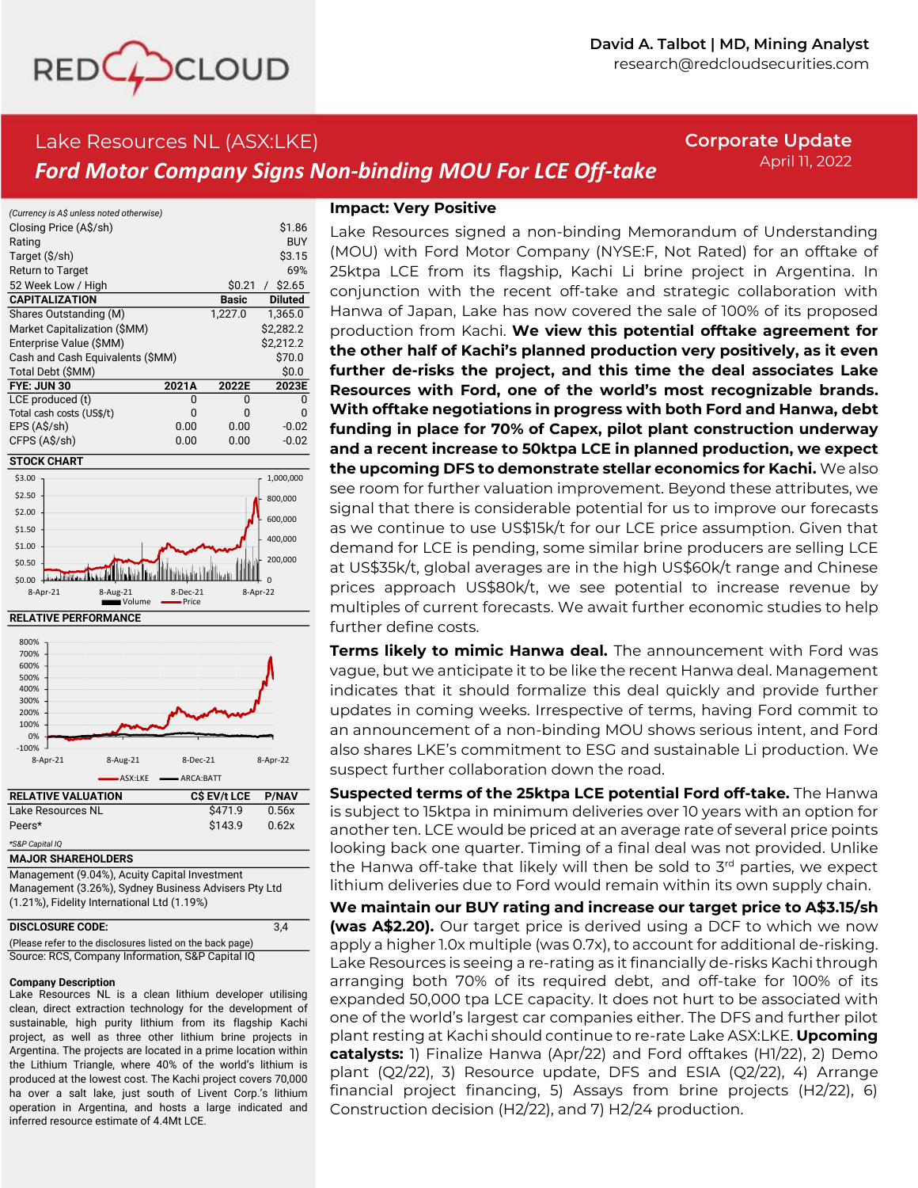David A. Talbot | MD, Mining Analyst
research@redcloudsecurities.com

# Lake Resources NL (ASX:LKE)

## Ford Motor Company Signs Non-binding MOU For LCE Off-take

**Corporate Update**
April 11, 2022

*(Currency is A$ unless noted otherwise)*

| | | |
|---|---|---|
| Closing Price (A$/sh) | | $1.86 |
| Rating | | BUY |
| Target ($/sh) | | $3.15 |
| Return to Target | | 69% |
| 52 Week Low / High | | $0.21 / $2.65 |
| **CAPITALIZATION** | **Basic** | **Diluted** |
| Shares Outstanding (M) | 1,227.0 | 1,365.0 |
| Market Capitalization ($MM) | | $2,282.2 |
| Enterprise Value ($MM) | | $2,212.2 |
| Cash and Cash Equivalents ($MM) | | $70.0 |
| Total Debt ($MM) | | $0.0 |

| FYE: JUN 30 | 2021A | 2022E | 2023E |
|---|---|---|---|
| LCE produced (t) | 0 | 0 | 0 |
| Total cash costs (US$/t) | 0 | 0 | 0 |
| EPS (A$/sh) | 0.00 | 0.00 | -0.02 |
| CFPS (A$/sh) | 0.00 | 0.00 | -0.02 |

**STOCK CHART**

**RELATIVE PERFORMANCE**

| RELATIVE VALUATION | C$ EV/t LCE | P/NAV |
|---|---|---|
| Lake Resources NL | $471.9 | 0.56x |
| Peers* | $143.9 | 0.62x |

*S&P Capital IQ

**MAJOR SHAREHOLDERS**

Management (9.04%), Acuity Capital Investment Management (3.26%), Sydney Business Advisers Pty Ltd (1.21%), Fidelity International Ltd (1.19%)

**DISCLOSURE CODE:** 3,4

(Please refer to the disclosures listed on the back page)
Source: RCS, Company Information, S&P Capital IQ

**Company Description**
Lake Resources NL is a clean lithium developer utilising clean, direct extraction technology for the development of sustainable, high purity lithium from its flagship Kachi project, as well as three other lithium brine projects in Argentina. The projects are located in a prime location within the Lithium Triangle, where 40% of the world's lithium is produced at the lowest cost. The Kachi project covers 70,000 ha over a salt lake, just south of Livent Corp.'s lithium operation in Argentina, and hosts a large indicated and inferred resource estimate of 4.4Mt LCE.

**Impact: Very Positive**

Lake Resources signed a non-binding Memorandum of Understanding (MOU) with Ford Motor Company (NYSE:F, Not Rated) for an offtake of 25ktpa LCE from its flagship, Kachi Li brine project in Argentina. In conjunction with the recent off-take and strategic collaboration with Hanwa of Japan, Lake has now covered the sale of 100% of its proposed production from Kachi. **We view this potential offtake agreement for the other half of Kachi's planned production very positively, as it even further de-risks the project, and this time the deal associates Lake Resources with Ford, one of the world's most recognizable brands. With offtake negotiations in progress with both Ford and Hanwa, debt funding in place for 70% of Capex, pilot plant construction underway and a recent increase to 50ktpa LCE in planned production, we expect the upcoming DFS to demonstrate stellar economics for Kachi.** We also see room for further valuation improvement. Beyond these attributes, we signal that there is considerable potential for us to improve our forecasts as we continue to use US$15k/t for our LCE price assumption. Given that demand for LCE is pending, some similar brine producers are selling LCE at US$35k/t, global averages are in the high US$60k/t range and Chinese prices approach US$80k/t, we see potential to increase revenue by multiples of current forecasts. We await further economic studies to help further define costs.

**Terms likely to mimic Hanwa deal.** The announcement with Ford was vague, but we anticipate it to be like the recent Hanwa deal. Management indicates that it should formalize this deal quickly and provide further updates in coming weeks. Irrespective of terms, having Ford commit to an announcement of a non-binding MOU shows serious intent, and Ford also shares LKE's commitment to ESG and sustainable Li production. We suspect further collaboration down the road.

**Suspected terms of the 25ktpa LCE potential Ford off-take.** The Hanwa is subject to 15ktpa in minimum deliveries over 10 years with an option for another ten. LCE would be priced at an average rate of several price points looking back one quarter. Timing of a final deal was not provided. Unlike the Hanwa off-take that likely will then be sold to 3rd parties, we expect lithium deliveries due to Ford would remain within its own supply chain.

**We maintain our BUY rating and increase our target price to A$3.15/sh (was A$2.20).** Our target price is derived using a DCF to which we now apply a higher 1.0x multiple (was 0.7x), to account for additional de-risking. Lake Resources is seeing a re-rating as it financially de-risks Kachi through arranging both 70% of its required debt, and off-take for 100% of its expanded 50,000 tpa LCE capacity. It does not hurt to be associated with one of the world's largest car companies either. The DFS and further pilot plant resting at Kachi should continue to re-rate Lake ASX:LKE. **Upcoming catalysts:** 1) Finalize Hanwa (Apr/22) and Ford offtakes (H1/22), 2) Demo plant (Q2/22), 3) Resource update, DFS and ESIA (Q2/22), 4) Arrange financial project financing, 5) Assays from brine projects (H2/22), 6) Construction decision (H2/22), and 7) H2/24 production.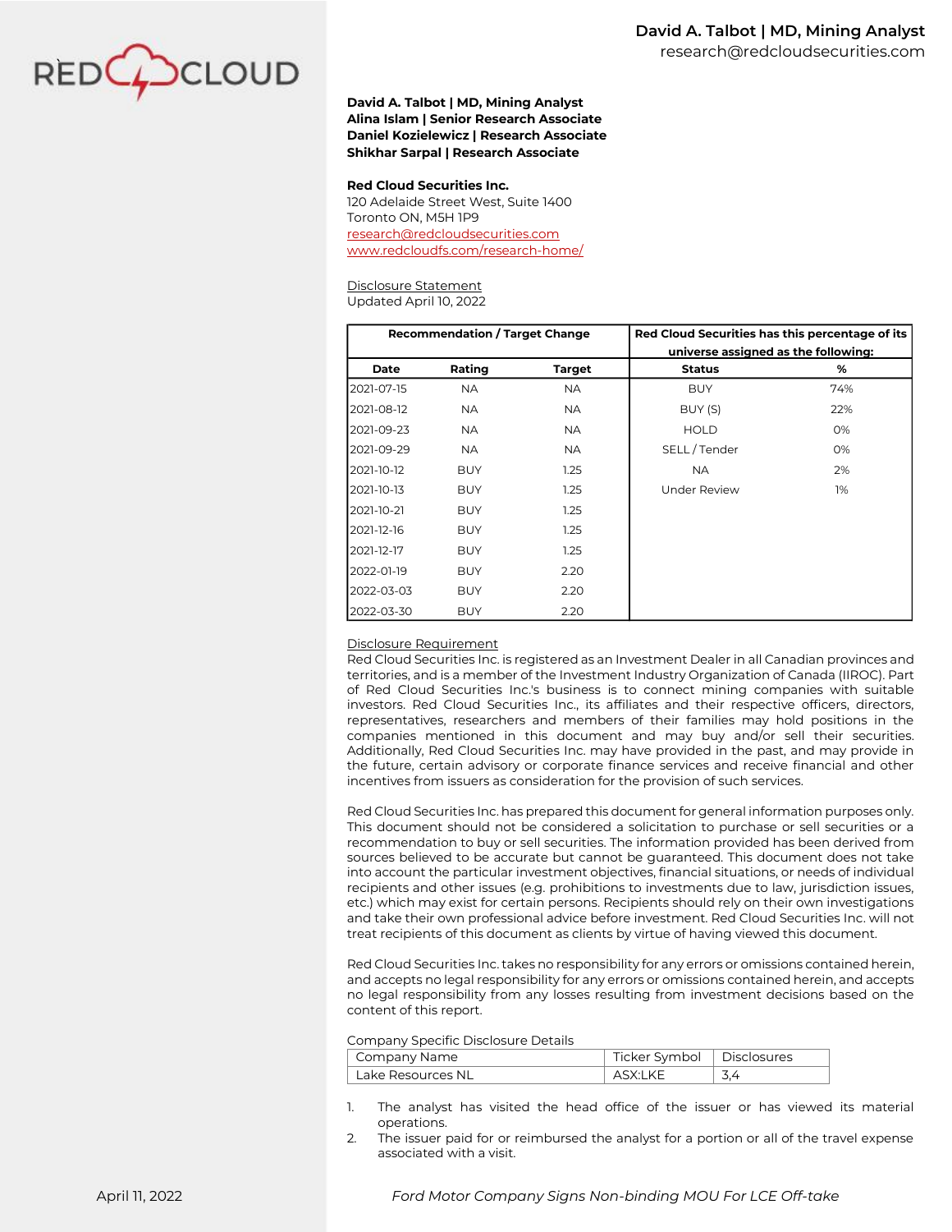**David A. Talbot | MD, Mining Analyst**
**Alina Islam | Senior Research Associate**
**Daniel Kozielewicz | Research Associate**
**Shikhar Sarpal | Research Associate**

**Red Cloud Securities Inc.**
120 Adelaide Street West, Suite 1400
Toronto ON, M5H 1P9
research@redcloudsecurities.com
www.redcloudfs.com/research-home/

Disclosure Statement
Updated April 10, 2022

| Recommendation / Target Change | | | Red Cloud Securities has this percentage of its universe assigned as the following: | |
|---|---|---|---|---|
| **Date** | **Rating** | **Target** | **Status** | **%** |
| 2021-07-15 | NA | NA | BUY | 74% |
| 2021-08-12 | NA | NA | BUY (S) | 22% |
| 2021-09-23 | NA | NA | HOLD | 0% |
| 2021-09-29 | NA | NA | SELL / Tender | 0% |
| 2021-10-12 | BUY | 1.25 | NA | 2% |
| 2021-10-13 | BUY | 1.25 | Under Review | 1% |
| 2021-10-21 | BUY | 1.25 | | |
| 2021-12-16 | BUY | 1.25 | | |
| 2021-12-17 | BUY | 1.25 | | |
| 2022-01-19 | BUY | 2.20 | | |
| 2022-03-03 | BUY | 2.20 | | |
| 2022-03-30 | BUY | 2.20 | | |

Disclosure Requirement
Red Cloud Securities Inc. is registered as an Investment Dealer in all Canadian provinces and territories, and is a member of the Investment Industry Organization of Canada (IIROC). Part of Red Cloud Securities Inc.'s business is to connect mining companies with suitable investors. Red Cloud Securities Inc., its affiliates and their respective officers, directors, representatives, researchers and members of their families may hold positions in the companies mentioned in this document and may buy and/or sell their securities. Additionally, Red Cloud Securities Inc. may have provided in the past, and may provide in the future, certain advisory or corporate finance services and receive financial and other incentives from issuers as consideration for the provision of such services.

Red Cloud Securities Inc. has prepared this document for general information purposes only. This document should not be considered a solicitation to purchase or sell securities or a recommendation to buy or sell securities. The information provided has been derived from sources believed to be accurate but cannot be guaranteed. This document does not take into account the particular investment objectives, financial situations, or needs of individual recipients and other issues (e.g. prohibitions to investments due to law, jurisdiction issues, etc.) which may exist for certain persons. Recipients should rely on their own investigations and take their own professional advice before investment. Red Cloud Securities Inc. will not treat recipients of this document as clients by virtue of having viewed this document.

Red Cloud Securities Inc. takes no responsibility for any errors or omissions contained herein, and accepts no legal responsibility for any errors or omissions contained herein, and accepts no legal responsibility from any losses resulting from investment decisions based on the content of this report.

Company Specific Disclosure Details

| Company Name | Ticker Symbol | Disclosures |
|---|---|---|
| Lake Resources NL | ASX:LKE | 3,4 |

1. The analyst has visited the head office of the issuer or has viewed its material operations.
2. The issuer paid for or reimbursed the analyst for a portion or all of the travel expense associated with a visit.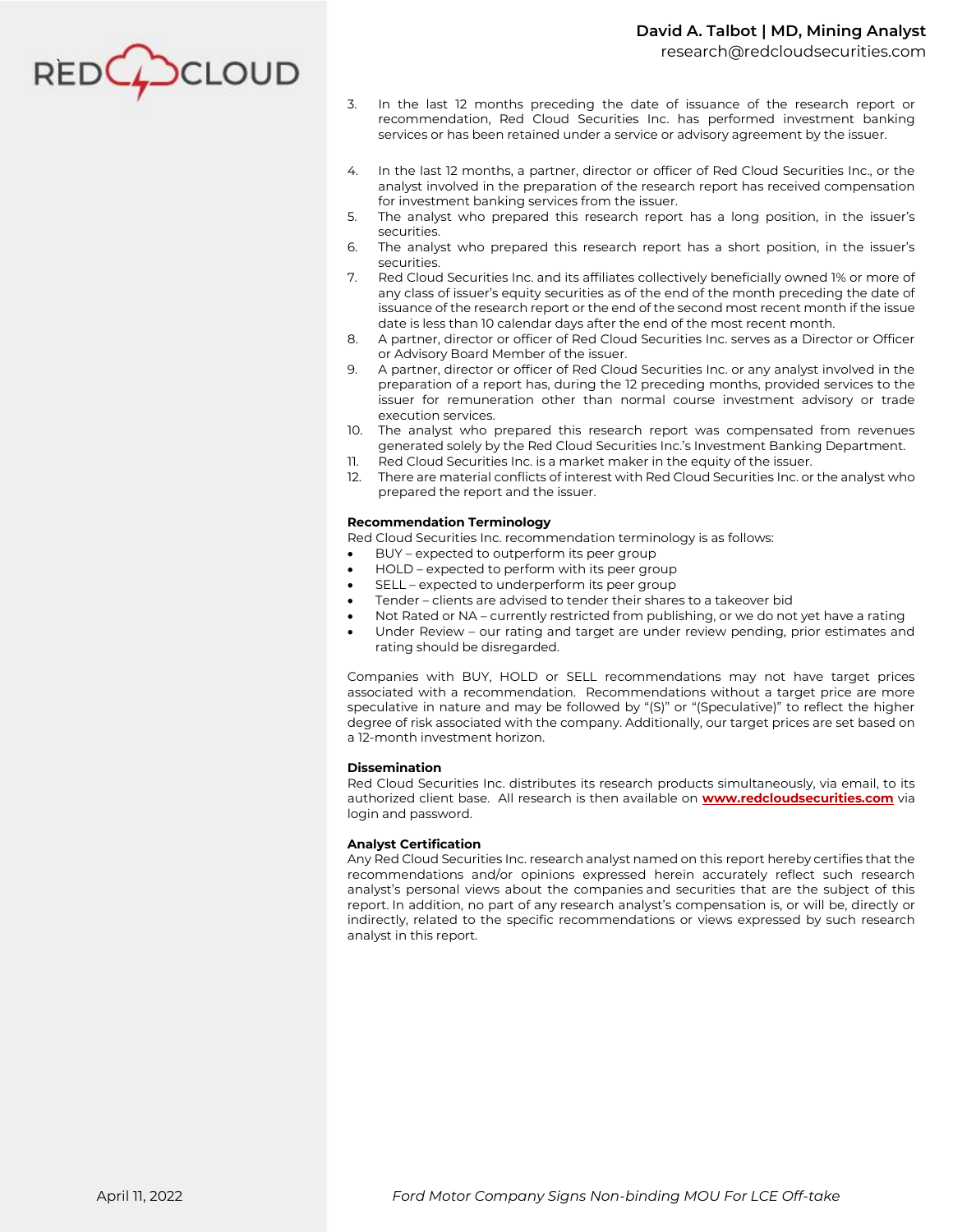3. In the last 12 months preceding the date of issuance of the research report or recommendation, Red Cloud Securities Inc. has performed investment banking services or has been retained under a service or advisory agreement by the issuer.

4. In the last 12 months, a partner, director or officer of Red Cloud Securities Inc., or the analyst involved in the preparation of the research report has received compensation for investment banking services from the issuer.
5. The analyst who prepared this research report has a long position, in the issuer's securities.
6. The analyst who prepared this research report has a short position, in the issuer's securities.
7. Red Cloud Securities Inc. and its affiliates collectively beneficially owned 1% or more of any class of issuer's equity securities as of the end of the month preceding the date of issuance of the research report or the end of the second most recent month if the issue date is less than 10 calendar days after the end of the most recent month.
8. A partner, director or officer of Red Cloud Securities Inc. serves as a Director or Officer or Advisory Board Member of the issuer.
9. A partner, director or officer of Red Cloud Securities Inc. or any analyst involved in the preparation of a report has, during the 12 preceding months, provided services to the issuer for remuneration other than normal course investment advisory or trade execution services.
10. The analyst who prepared this research report was compensated from revenues generated solely by the Red Cloud Securities Inc.'s Investment Banking Department.
11. Red Cloud Securities Inc. is a market maker in the equity of the issuer.
12. There are material conflicts of interest with Red Cloud Securities Inc. or the analyst who prepared the report and the issuer.

**Recommendation Terminology**

Red Cloud Securities Inc. recommendation terminology is as follows:

- BUY – expected to outperform its peer group
- HOLD – expected to perform with its peer group
- SELL – expected to underperform its peer group
- Tender – clients are advised to tender their shares to a takeover bid
- Not Rated or NA – currently restricted from publishing, or we do not yet have a rating
- Under Review – our rating and target are under review pending, prior estimates and rating should be disregarded.

Companies with BUY, HOLD or SELL recommendations may not have target prices associated with a recommendation. Recommendations without a target price are more speculative in nature and may be followed by "(S)" or "(Speculative)" to reflect the higher degree of risk associated with the company. Additionally, our target prices are set based on a 12-month investment horizon.

**Dissemination**

Red Cloud Securities Inc. distributes its research products simultaneously, via email, to its authorized client base. All research is then available on **www.redcloudsecurities.com** via login and password.

**Analyst Certification**

Any Red Cloud Securities Inc. research analyst named on this report hereby certifies that the recommendations and/or opinions expressed herein accurately reflect such research analyst's personal views about the companies and securities that are the subject of this report. In addition, no part of any research analyst's compensation is, or will be, directly or indirectly, related to the specific recommendations or views expressed by such research analyst in this report.